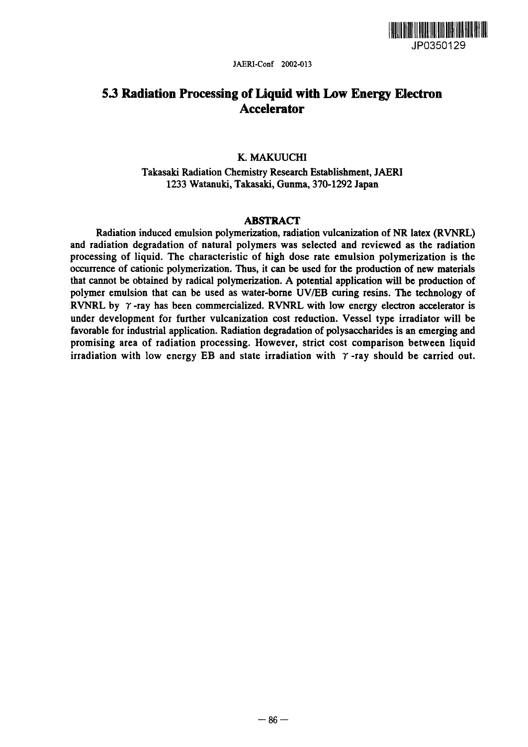# 5.3 Radiation Processing of Liquid with Low Energy Electron Accelerator

K. MAKUUCHI

Takasaki Radiation Chemistry Research Establishment, JAERI
1233 Watanuki, Takasaki, Gunma, 370-1292 Japan

## ABSTRACT

Radiation induced emulsion polymerization, radiation vulcanization of NR latex (RVNRL) and radiation degradation of natural polymers was selected and reviewed as the radiation processing of liquid. The characteristic of high dose rate emulsion polymerization is the occurrence of cationic polymerization. Thus, it can be used for the production of new materials that cannot be obtained by radical polymerization. A potential application will be production of polymer emulsion that can be used as water-borne UV/EB curing resins. The technology of RVNRL by $\gamma$-ray has been commercialized. RVNRL with low energy electron accelerator is under development for further vulcanization cost reduction. Vessel type irradiator will be favorable for industrial application. Radiation degradation of polysaccharides is an emerging and promising area of radiation processing. However, strict cost comparison between liquid irradiation with low energy EB and state irradiation with $\gamma$-ray should be carried out.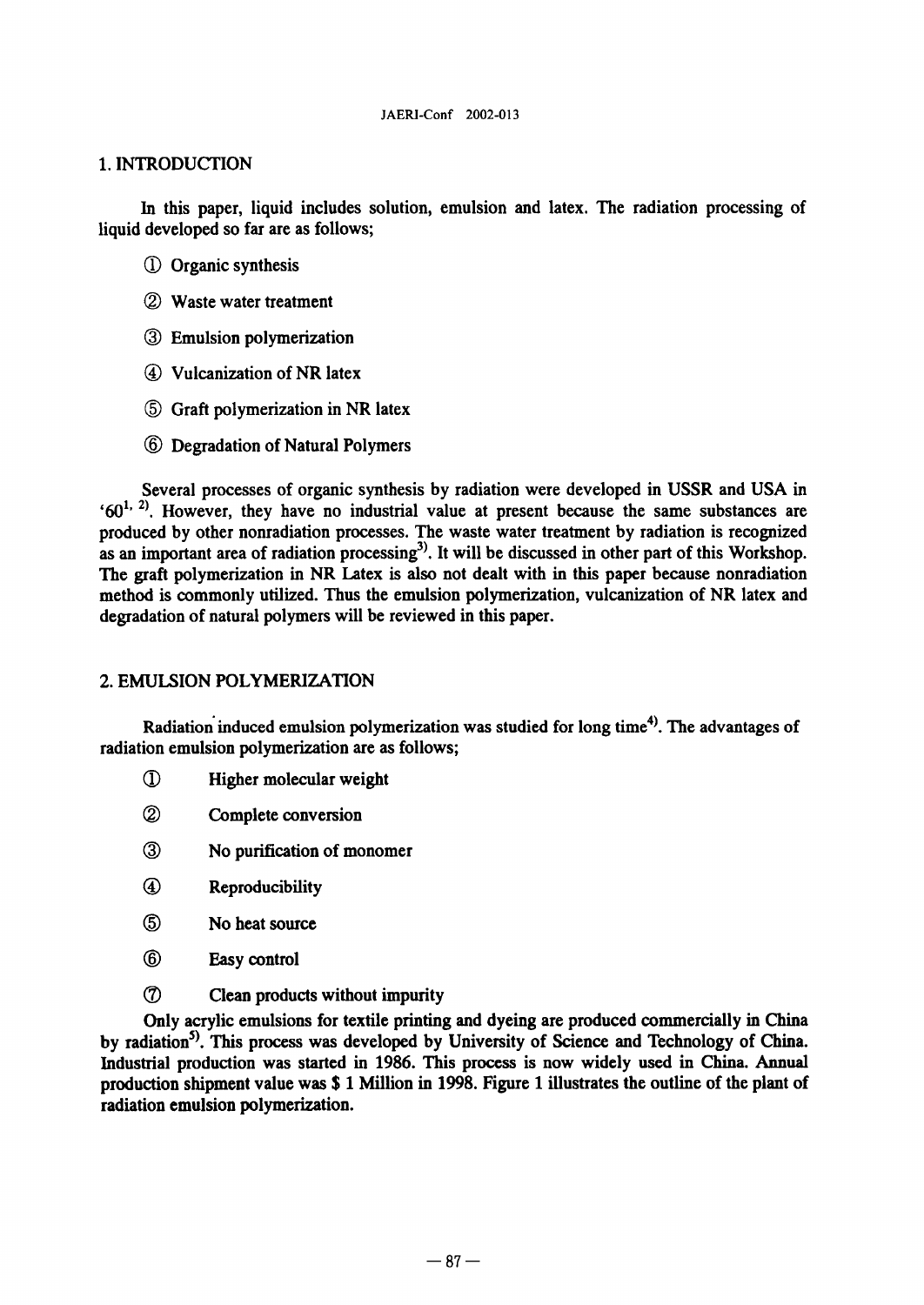## 1. INTRODUCTION

In this paper, liquid includes solution, emulsion and latex. The radiation processing of liquid developed so far are as follows;

① Organic synthesis

② Waste water treatment

③ Emulsion polymerization

④ Vulcanization of NR latex

⑤ Graft polymerization in NR latex

⑥ Degradation of Natural Polymers

Several processes of organic synthesis by radiation were developed in USSR and USA in '60[1, 2]. However, they have no industrial value at present because the same substances are produced by other nonradiation processes. The waste water treatment by radiation is recognized as an important area of radiation processing[3]. It will be discussed in other part of this Workshop. The graft polymerization in NR Latex is also not dealt with in this paper because nonradiation method is commonly utilized. Thus the emulsion polymerization, vulcanization of NR latex and degradation of natural polymers will be reviewed in this paper.

## 2. EMULSION POLYMERIZATION

Radiation induced emulsion polymerization was studied for long time[4]. The advantages of radiation emulsion polymerization are as follows;

① Higher molecular weight

② Complete conversion

③ No purification of monomer

④ Reproducibility

⑤ No heat source

⑥ Easy control

⑦ Clean products without impurity

Only acrylic emulsions for textile printing and dyeing are produced commercially in China by radiation[5]. This process was developed by University of Science and Technology of China. Industrial production was started in 1986. This process is now widely used in China. Annual production shipment value was $ 1 Million in 1998. Figure 1 illustrates the outline of the plant of radiation emulsion polymerization.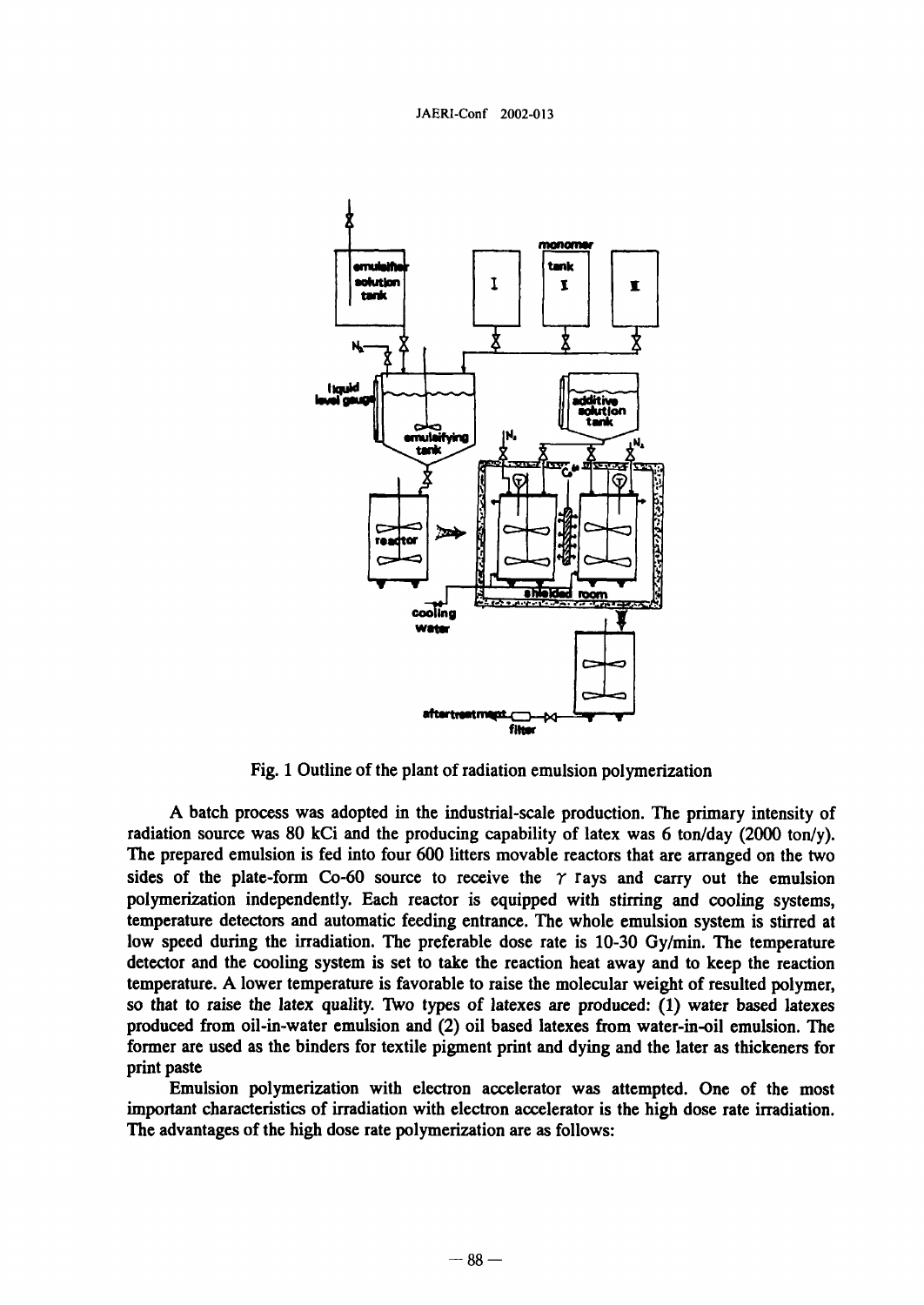Fig. 1 Outline of the plant of radiation emulsion polymerization

A batch process was adopted in the industrial-scale production. The primary intensity of radiation source was 80 kCi and the producing capability of latex was 6 ton/day (2000 ton/y). The prepared emulsion is fed into four 600 litters movable reactors that are arranged on the two sides of the plate-form Co-60 source to receive the $\gamma$ rays and carry out the emulsion polymerization independently. Each reactor is equipped with stirring and cooling systems, temperature detectors and automatic feeding entrance. The whole emulsion system is stirred at low speed during the irradiation. The preferable dose rate is 10-30 Gy/min. The temperature detector and the cooling system is set to take the reaction heat away and to keep the reaction temperature. A lower temperature is favorable to raise the molecular weight of resulted polymer, so that to raise the latex quality. Two types of latexes are produced: (1) water based latexes produced from oil-in-water emulsion and (2) oil based latexes from water-in-oil emulsion. The former are used as the binders for textile pigment print and dying and the later as thickeners for print paste

Emulsion polymerization with electron accelerator was attempted. One of the most important characteristics of irradiation with electron accelerator is the high dose rate irradiation. The advantages of the high dose rate polymerization are as follows: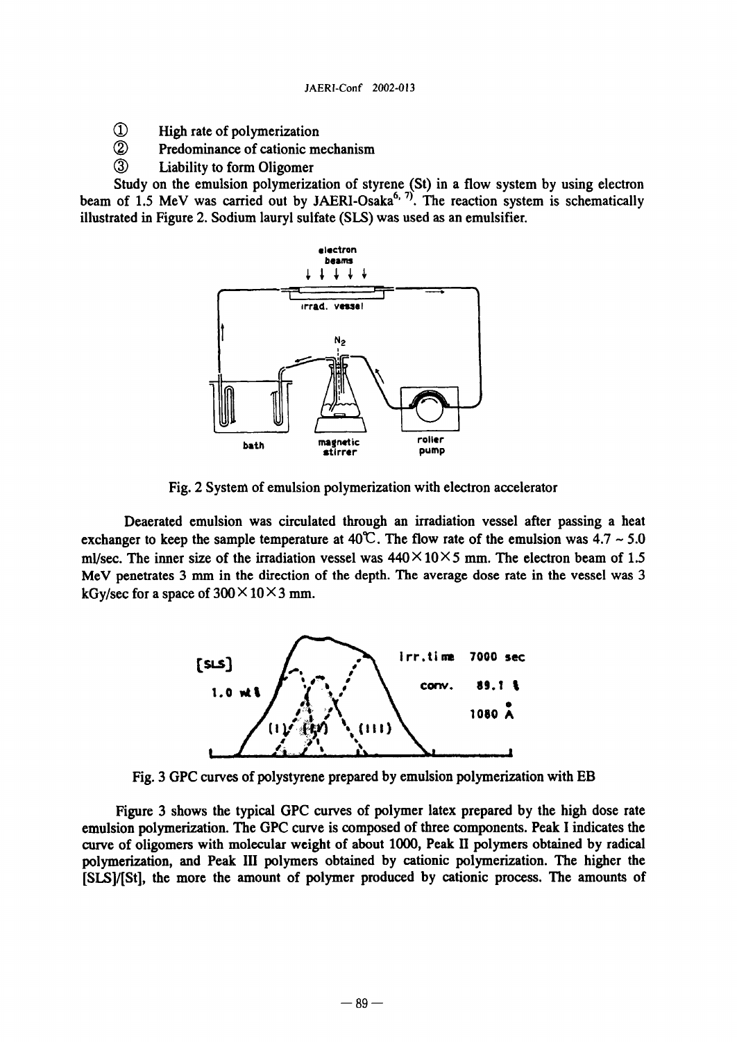① High rate of polymerization

② Predominance of cationic mechanism

③ Liability to form Oligomer

Study on the emulsion polymerization of styrene (St) in a flow system by using electron beam of 1.5 MeV was carried out by JAERI-Osaka[6, 7]. The reaction system is schematically illustrated in Figure 2. Sodium lauryl sulfate (SLS) was used as an emulsifier.

Fig. 2 System of emulsion polymerization with electron accelerator

Deaerated emulsion was circulated through an irradiation vessel after passing a heat exchanger to keep the sample temperature at 40℃. The flow rate of the emulsion was 4.7 ~ 5.0 ml/sec. The inner size of the irradiation vessel was 440×10×5 mm. The electron beam of 1.5 MeV penetrates 3 mm in the direction of the depth. The average dose rate in the vessel was 3 kGy/sec for a space of 300×10×3 mm.

Fig. 3 GPC curves of polystyrene prepared by emulsion polymerization with EB

Figure 3 shows the typical GPC curves of polymer latex prepared by the high dose rate emulsion polymerization. The GPC curve is composed of three components. Peak I indicates the curve of oligomers with molecular weight of about 1000, Peak II polymers obtained by radical polymerization, and Peak III polymers obtained by cationic polymerization. The higher the [SLS]/[St], the more the amount of polymer produced by cationic process. The amounts of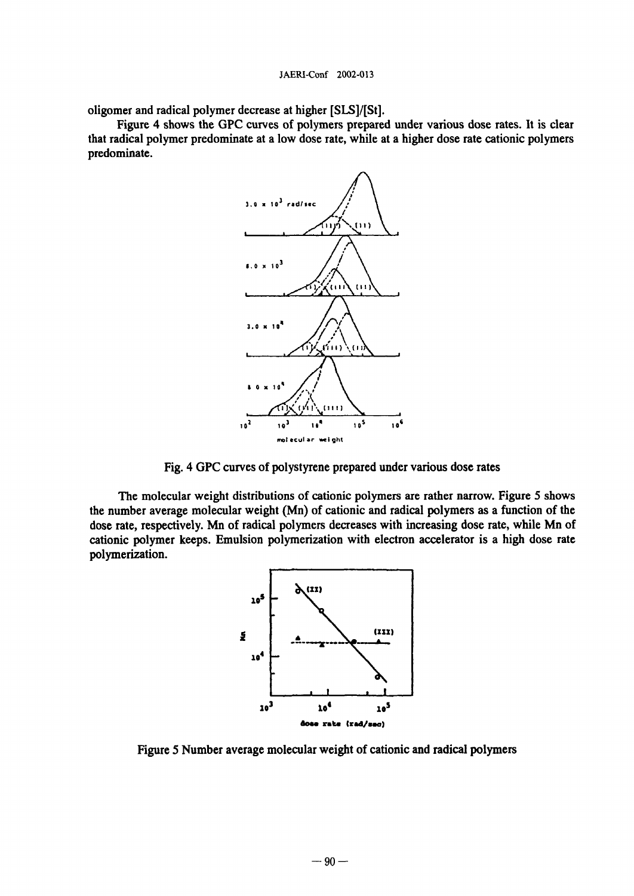oligomer and radical polymer decrease at higher [SLS]/[St].

Figure 4 shows the GPC curves of polymers prepared under various dose rates. It is clear that radical polymer predominate at a low dose rate, while at a higher dose rate cationic polymers predominate.

Fig. 4 GPC curves of polystyrene prepared under various dose rates

The molecular weight distributions of cationic polymers are rather narrow. Figure 5 shows the number average molecular weight (Mn) of cationic and radical polymers as a function of the dose rate, respectively. Mn of radical polymers decreases with increasing dose rate, while Mn of cationic polymer keeps. Emulsion polymerization with electron accelerator is a high dose rate polymerization.

Figure 5 Number average molecular weight of cationic and radical polymers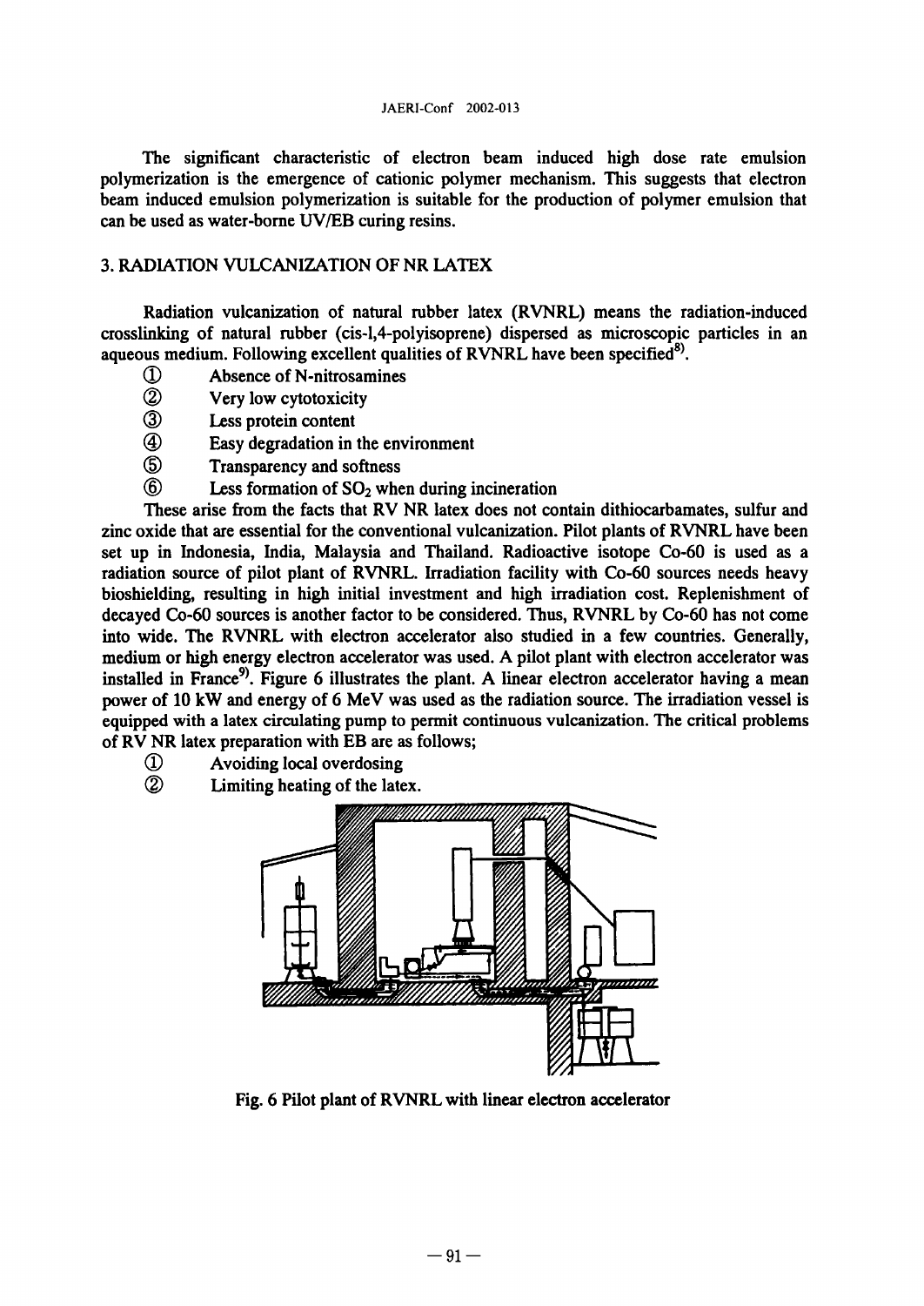The significant characteristic of electron beam induced high dose rate emulsion polymerization is the emergence of cationic polymer mechanism. This suggests that electron beam induced emulsion polymerization is suitable for the production of polymer emulsion that can be used as water-borne UV/EB curing resins.

## 3. RADIATION VULCANIZATION OF NR LATEX

Radiation vulcanization of natural rubber latex (RVNRL) means the radiation-induced crosslinking of natural rubber (cis-l,4-polyisoprene) dispersed as microscopic particles in an aqueous medium. Following excellent qualities of RVNRL have been specified[8].

① Absence of N-nitrosamines
② Very low cytotoxicity
③ Less protein content
④ Easy degradation in the environment
⑤ Transparency and softness
⑥ Less formation of $SO_2$ when during incineration

These arise from the facts that RV NR latex does not contain dithiocarbamates, sulfur and zinc oxide that are essential for the conventional vulcanization. Pilot plants of RVNRL have been set up in Indonesia, India, Malaysia and Thailand. Radioactive isotope Co-60 is used as a radiation source of pilot plant of RVNRL. Irradiation facility with Co-60 sources needs heavy bioshielding, resulting in high initial investment and high irradiation cost. Replenishment of decayed Co-60 sources is another factor to be considered. Thus, RVNRL by Co-60 has not come into wide. The RVNRL with electron accelerator also studied in a few countries. Generally, medium or high energy electron accelerator was used. A pilot plant with electron accelerator was installed in France[9]. Figure 6 illustrates the plant. A linear electron accelerator having a mean power of 10 kW and energy of 6 MeV was used as the radiation source. The irradiation vessel is equipped with a latex circulating pump to permit continuous vulcanization. The critical problems of RV NR latex preparation with EB are as follows;

① Avoiding local overdosing
② Limiting heating of the latex.

Fig. 6 Pilot plant of RVNRL with linear electron accelerator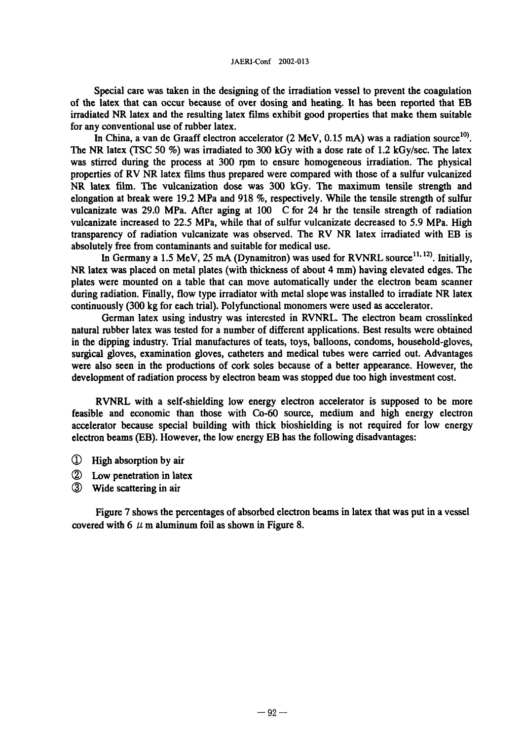Special care was taken in the designing of the irradiation vessel to prevent the coagulation of the latex that can occur because of over dosing and heating. It has been reported that EB irradiated NR latex and the resulting latex films exhibit good properties that make them suitable for any conventional use of rubber latex.

In China, a van de Graaff electron accelerator (2 MeV, 0.15 mA) was a radiation source[10]. The NR latex (TSC 50 %) was irradiated to 300 kGy with a dose rate of 1.2 kGy/sec. The latex was stirred during the process at 300 rpm to ensure homogeneous irradiation. The physical properties of RV NR latex films thus prepared were compared with those of a sulfur vulcanized NR latex film. The vulcanization dose was 300 kGy. The maximum tensile strength and elongation at break were 19.2 MPa and 918 %, respectively. While the tensile strength of sulfur vulcanizate was 29.0 MPa. After aging at 100 C for 24 hr the tensile strength of radiation vulcanizate increased to 22.5 MPa, while that of sulfur vulcanizate decreased to 5.9 MPa. High transparency of radiation vulcanizate was observed. The RV NR latex irradiated with EB is absolutely free from contaminants and suitable for medical use.

In Germany a 1.5 MeV, 25 mA (Dynamitron) was used for RVNRL source[11, 12]. Initially, NR latex was placed on metal plates (with thickness of about 4 mm) having elevated edges. The plates were mounted on a table that can move automatically under the electron beam scanner during radiation. Finally, flow type irradiator with metal slope was installed to irradiate NR latex continuously (300 kg for each trial). Polyfunctional monomers were used as accelerator.

German latex using industry was interested in RVNRL. The electron beam crosslinked natural rubber latex was tested for a number of different applications. Best results were obtained in the dipping industry. Trial manufactures of teats, toys, balloons, condoms, household-gloves, surgical gloves, examination gloves, catheters and medical tubes were carried out. Advantages were also seen in the productions of cork soles because of a better appearance. However, the development of radiation process by electron beam was stopped due too high investment cost.

RVNRL with a self-shielding low energy electron accelerator is supposed to be more feasible and economic than those with Co-60 source, medium and high energy electron accelerator because special building with thick bioshielding is not required for low energy electron beams (EB). However, the low energy EB has the following disadvantages:

① High absorption by air

② Low penetration in latex

③ Wide scattering in air

Figure 7 shows the percentages of absorbed electron beams in latex that was put in a vessel covered with 6 $\mu$m aluminum foil as shown in Figure 8.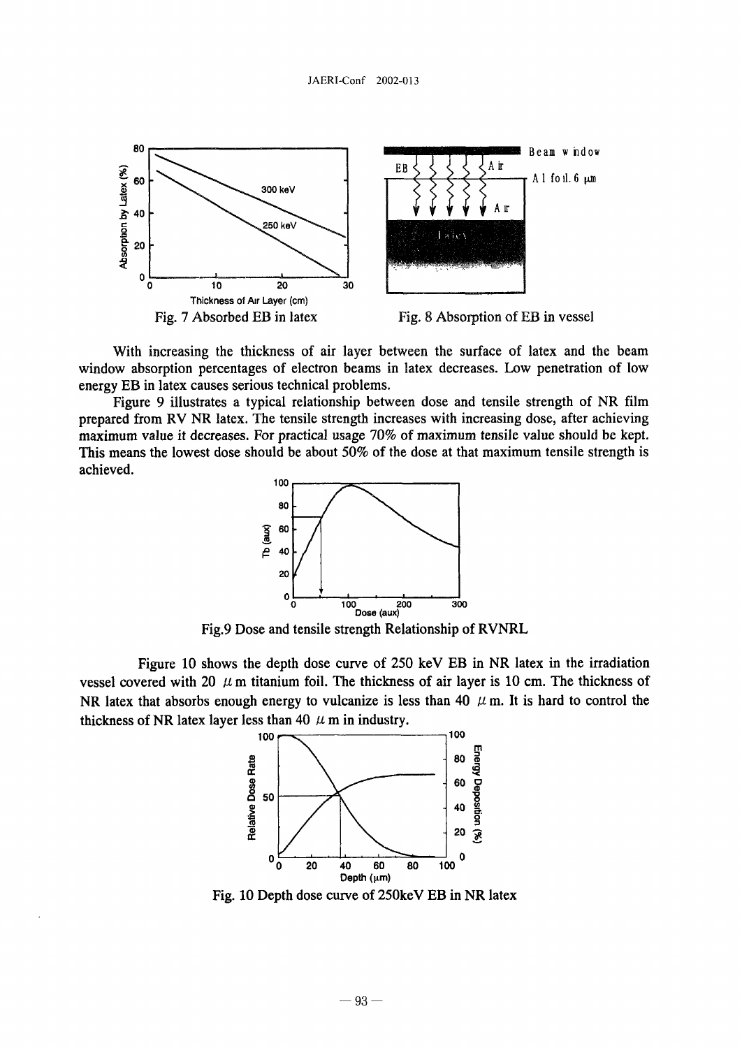Fig. 7 Absorbed EB in latex

Fig. 8 Absorption of EB in vessel

With increasing the thickness of air layer between the surface of latex and the beam window absorption percentages of electron beams in latex decreases. Low penetration of low energy EB in latex causes serious technical problems.

Figure 9 illustrates a typical relationship between dose and tensile strength of NR film prepared from RV NR latex. The tensile strength increases with increasing dose, after achieving maximum value it decreases. For practical usage 70% of maximum tensile value should be kept. This means the lowest dose should be about 50% of the dose at that maximum tensile strength is achieved.

Fig.9 Dose and tensile strength Relationship of RVNRL

Figure 10 shows the depth dose curve of 250 keV EB in NR latex in the irradiation vessel covered with 20 $\mu$m titanium foil. The thickness of air layer is 10 cm. The thickness of NR latex that absorbs enough energy to vulcanize is less than 40 $\mu$m. It is hard to control the thickness of NR latex layer less than 40 $\mu$m in industry.

Fig. 10 Depth dose curve of 250keV EB in NR latex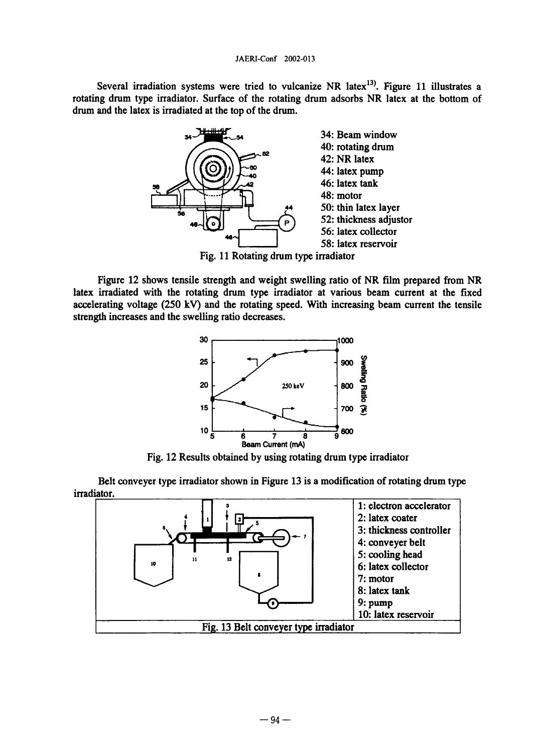Several irradiation systems were tried to vulcanize NR latex[13]. Figure 11 illustrates a rotating drum type irradiator. Surface of the rotating drum adsorbs NR latex at the bottom of drum and the latex is irradiated at the top of the drum.

34: Beam window
40: rotating drum
42: NR latex
44: latex pump
46: latex tank
48: motor
50: thin latex layer
52: thickness adjustor
56: latex collector
58: latex reservoir

Fig. 11 Rotating drum type irradiator

Figure 12 shows tensile strength and weight swelling ratio of NR film prepared from NR latex irradiated with the rotating drum type irradiator at various beam current at the fixed accelerating voltage (250 kV) and the rotating speed. With increasing beam current the tensile strength increases and the swelling ratio decreases.

Fig. 12 Results obtained by using rotating drum type irradiator

Belt conveyer type irradiator shown in Figure 13 is a modification of rotating drum type irradiator.

1: electron accelerator
2: latex coater
3: thickness controller
4: conveyer belt
5: cooling head
6: latex collector
7: motor
8: latex tank
9: pump
10: latex reservoir

Fig. 13 Belt conveyer type irradiator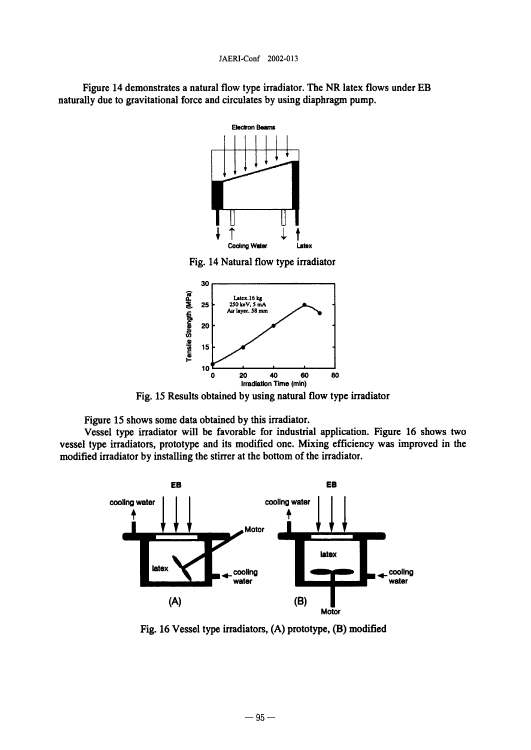Figure 14 demonstrates a natural flow type irradiator. The NR latex flows under EB naturally due to gravitational force and circulates by using diaphragm pump.

Fig. 14 Natural flow type irradiator

Fig. 15 Results obtained by using natural flow type irradiator

Figure 15 shows some data obtained by this irradiator.

Vessel type irradiator will be favorable for industrial application. Figure 16 shows two vessel type irradiators, prototype and its modified one. Mixing efficiency was improved in the modified irradiator by installing the stirrer at the bottom of the irradiator.

Fig. 16 Vessel type irradiators, (A) prototype, (B) modified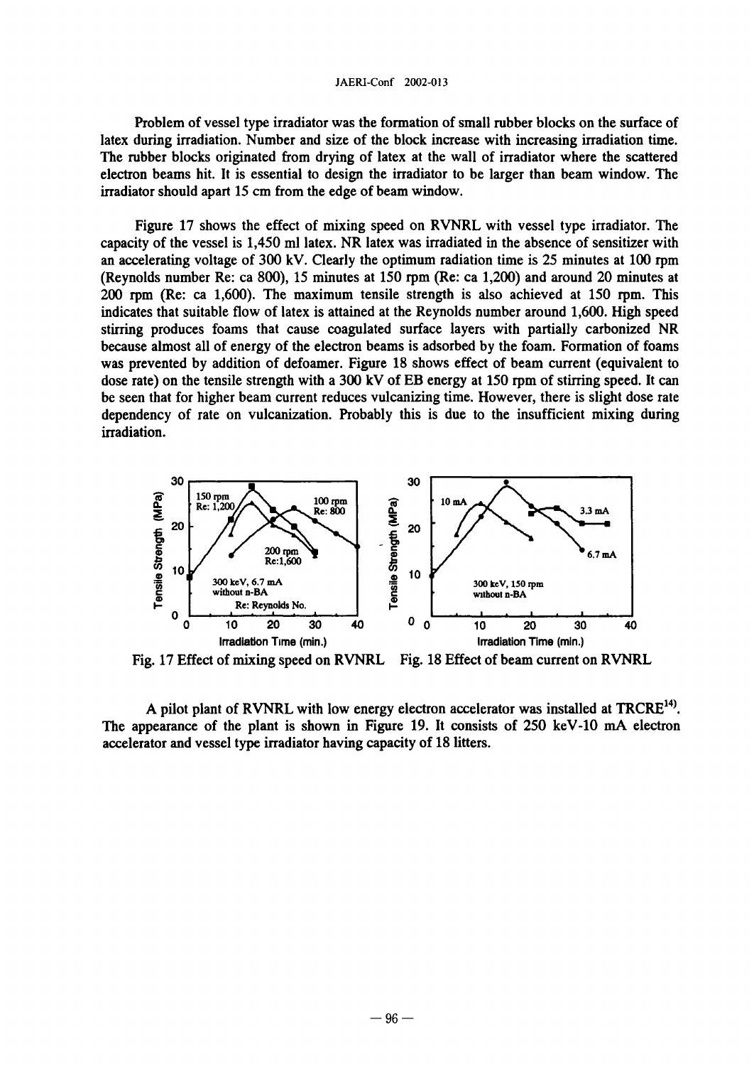Problem of vessel type irradiator was the formation of small rubber blocks on the surface of latex during irradiation. Number and size of the block increase with increasing irradiation time. The rubber blocks originated from drying of latex at the wall of irradiator where the scattered electron beams hit. It is essential to design the irradiator to be larger than beam window. The irradiator should apart 15 cm from the edge of beam window.

Figure 17 shows the effect of mixing speed on RVNRL with vessel type irradiator. The capacity of the vessel is 1,450 ml latex. NR latex was irradiated in the absence of sensitizer with an accelerating voltage of 300 kV. Clearly the optimum radiation time is 25 minutes at 100 rpm (Reynolds number Re: ca 800), 15 minutes at 150 rpm (Re: ca 1,200) and around 20 minutes at 200 rpm (Re: ca 1,600). The maximum tensile strength is also achieved at 150 rpm. This indicates that suitable flow of latex is attained at the Reynolds number around 1,600. High speed stirring produces foams that cause coagulated surface layers with partially carbonized NR because almost all of energy of the electron beams is adsorbed by the foam. Formation of foams was prevented by addition of defoamer. Figure 18 shows effect of beam current (equivalent to dose rate) on the tensile strength with a 300 kV of EB energy at 150 rpm of stirring speed. It can be seen that for higher beam current reduces vulcanizing time. However, there is slight dose rate dependency of rate on vulcanization. Probably this is due to the insufficient mixing during irradiation.

Fig. 17 Effect of mixing speed on RVNRL

Fig. 18 Effect of beam current on RVNRL

A pilot plant of RVNRL with low energy electron accelerator was installed at TRCRE[14]. The appearance of the plant is shown in Figure 19. It consists of 250 keV-10 mA electron accelerator and vessel type irradiator having capacity of 18 litters.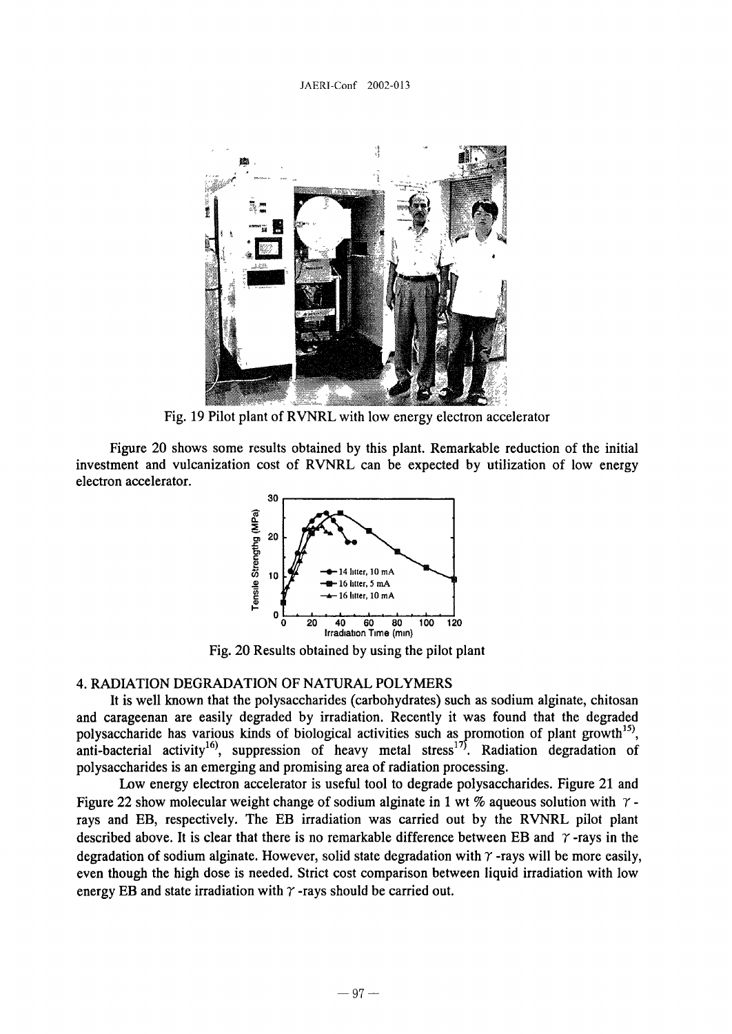Fig. 19 Pilot plant of RVNRL with low energy electron accelerator

Figure 20 shows some results obtained by this plant. Remarkable reduction of the initial investment and vulcanization cost of RVNRL can be expected by utilization of low energy electron accelerator.

Fig. 20 Results obtained by using the pilot plant

## 4. RADIATION DEGRADATION OF NATURAL POLYMERS

It is well known that the polysaccharides (carbohydrates) such as sodium alginate, chitosan and carageenan are easily degraded by irradiation. Recently it was found that the degraded polysaccharide has various kinds of biological activities such as promotion of plant growth[15], anti-bacterial activity[16], suppression of heavy metal stress[17]. Radiation degradation of polysaccharides is an emerging and promising area of radiation processing.

Low energy electron accelerator is useful tool to degrade polysaccharides. Figure 21 and Figure 22 show molecular weight change of sodium alginate in 1 wt % aqueous solution with $\gamma$-rays and EB, respectively. The EB irradiation was carried out by the RVNRL pilot plant described above. It is clear that there is no remarkable difference between EB and $\gamma$-rays in the degradation of sodium alginate. However, solid state degradation with $\gamma$-rays will be more easily, even though the high dose is needed. Strict cost comparison between liquid irradiation with low energy EB and state irradiation with $\gamma$-rays should be carried out.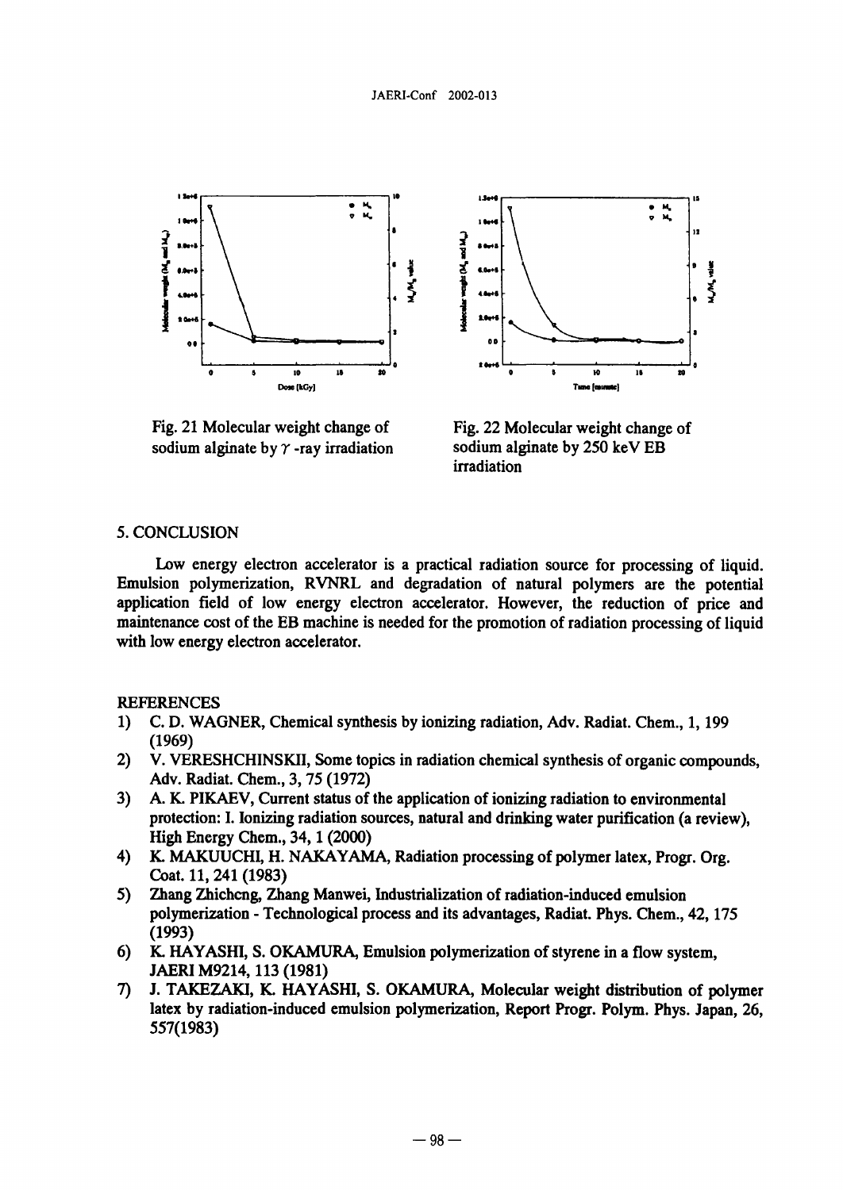Fig. 21 Molecular weight change of sodium alginate by γ -ray irradiation

Fig. 22 Molecular weight change of sodium alginate by 250 keV EB irradiation

## 5. CONCLUSION

Low energy electron accelerator is a practical radiation source for processing of liquid. Emulsion polymerization, RVNRL and degradation of natural polymers are the potential application field of low energy electron accelerator. However, the reduction of price and maintenance cost of the EB machine is needed for the promotion of radiation processing of liquid with low energy electron accelerator.

## REFERENCES

1) C. D. WAGNER, Chemical synthesis by ionizing radiation, Adv. Radiat. Chem., 1, 199 (1969)
2) V. VERESHCHINSKII, Some topics in radiation chemical synthesis of organic compounds, Adv. Radiat. Chem., 3, 75 (1972)
3) A. K. PIKAEV, Current status of the application of ionizing radiation to environmental protection: I. Ionizing radiation sources, natural and drinking water purification (a review), High Energy Chem., 34, 1 (2000)
4) K. MAKUUCHI, H. NAKAYAMA, Radiation processing of polymer latex, Progr. Org. Coat. 11, 241 (1983)
5) Zhang Zhicheng, Zhang Manwei, Industrialization of radiation-induced emulsion polymerization - Technological process and its advantages, Radiat. Phys. Chem., 42, 175 (1993)
6) K. HAYASHI, S. OKAMURA, Emulsion polymerization of styrene in a flow system, JAERI M9214, 113 (1981)
7) J. TAKEZAKI, K. HAYASHI, S. OKAMURA, Molecular weight distribution of polymer latex by radiation-induced emulsion polymerization, Report Progr. Polym. Phys. Japan, 26, 557(1983)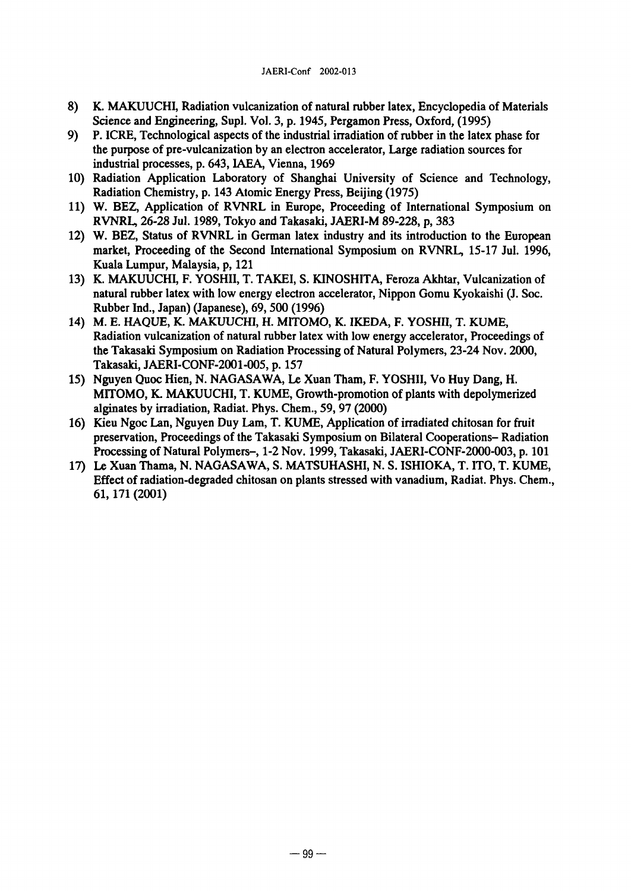8) K. MAKUUCHI, Radiation vulcanization of natural rubber latex, Encyclopedia of Materials Science and Engineering, Supl. Vol. 3, p. 1945, Pergamon Press, Oxford, (1995)
9) P. ICRE, Technological aspects of the industrial irradiation of rubber in the latex phase for the purpose of pre-vulcanization by an electron accelerator, Large radiation sources for industrial processes, p. 643, IAEA, Vienna, 1969
10) Radiation Application Laboratory of Shanghai University of Science and Technology, Radiation Chemistry, p. 143 Atomic Energy Press, Beijing (1975)
11) W. BEZ, Application of RVNRL in Europe, Proceeding of International Symposium on RVNRL, 26-28 Jul. 1989, Tokyo and Takasaki, JAERI-M 89-228, p, 383
12) W. BEZ, Status of RVNRL in German latex industry and its introduction to the European market, Proceeding of the Second International Symposium on RVNRL, 15-17 Jul. 1996, Kuala Lumpur, Malaysia, p, 121
13) K. MAKUUCHI, F. YOSHII, T. TAKEI, S. KINOSHITA, Feroza Akhtar, Vulcanization of natural rubber latex with low energy electron accelerator, Nippon Gomu Kyokaishi (J. Soc. Rubber Ind., Japan) (Japanese), 69, 500 (1996)
14) M. E. HAQUE, K. MAKUUCHI, H. MITOMO, K. IKEDA, F. YOSHII, T. KUME, Radiation vulcanization of natural rubber latex with low energy accelerator, Proceedings of the Takasaki Symposium on Radiation Processing of Natural Polymers, 23-24 Nov. 2000, Takasaki, JAERI-CONF-2001-005, p. 157
15) Nguyen Quoc Hien, N. NAGASAWA, Le Xuan Tham, F. YOSHII, Vo Huy Dang, H. MITOMO, K. MAKUUCHI, T. KUME, Growth-promotion of plants with depolymerized alginates by irradiation, Radiat. Phys. Chem., 59, 97 (2000)
16) Kieu Ngoc Lan, Nguyen Duy Lam, T. KUME, Application of irradiated chitosan for fruit preservation, Proceedings of the Takasaki Symposium on Bilateral Cooperations– Radiation Processing of Natural Polymers–, 1-2 Nov. 1999, Takasaki, JAERI-CONF-2000-003, p. 101
17) Le Xuan Thama, N. NAGASAWA, S. MATSUHASHI, N. S. ISHIOKA, T. ITO, T. KUME, Effect of radiation-degraded chitosan on plants stressed with vanadium, Radiat. Phys. Chem., 61, 171 (2001)